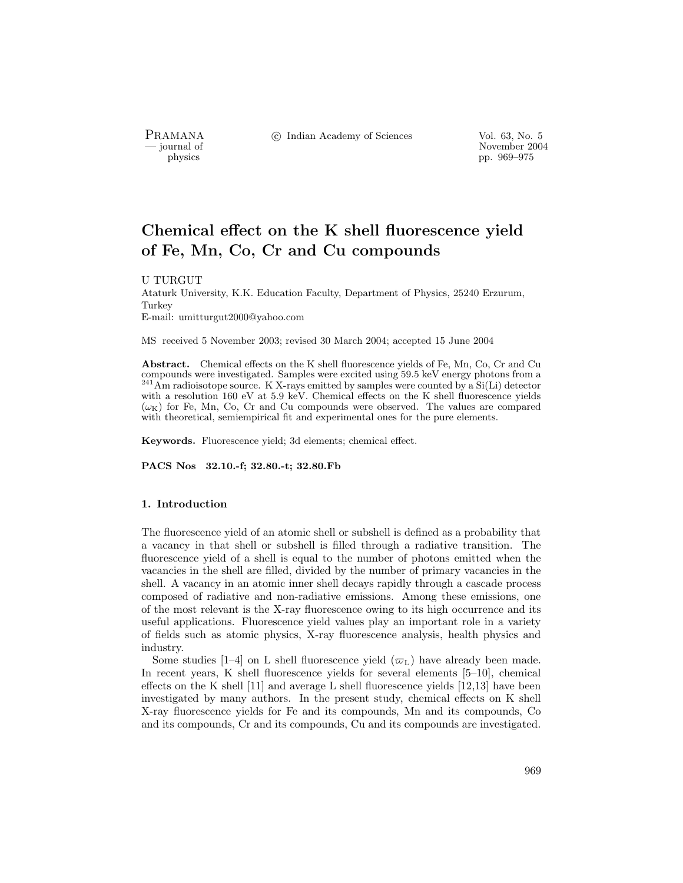# Chemical effect on the K shell fluorescence yield of Fe, Mn, Co, Cr and Cu compounds

U TURGUT

Atatürk University, K.K. Education Faculty, Department of Physics, 25240 Erzurum, Turkey

E-mail: umitturgut2000@yahoo.com

MS received 5 November 2003; revised 30 March 2004; accepted 15 June 2004

**Abstract.** Chemical effects on the K shell fluorescence yields of Fe, Mn, Co, Cr and Cu compounds were investigated. Samples were excited using 59.5 keV energy photons from a $^{241}$Am radioisotope source. K X-rays emitted by samples were counted by a Si(Li) detector with a resolution 160 eV at 5.9 keV. Chemical effects on the K shell fluorescence yields ($\omega_K$) for Fe, Mn, Co, Cr and Cu compounds were observed. The values are compared with theoretical, semiempirical fit and experimental ones for the pure elements.

**Keywords.** Fluorescence yield; 3d elements; chemical effect.

**PACS Nos** 32.10.-f; 32.80.-t; 32.80.Fb

## 1. Introduction

The fluorescence yield of an atomic shell or subshell is defined as a probability that a vacancy in that shell or subshell is filled through a radiative transition. The fluorescence yield of a shell is equal to the number of photons emitted when the vacancies in the shell are filled, divided by the number of primary vacancies in the shell. A vacancy in an atomic inner shell decays rapidly through a cascade process composed of radiative and non-radiative emissions. Among these emissions, one of the most relevant is the X-ray fluorescence owing to its high occurrence and its useful applications. Fluorescence yield values play an important role in a variety of fields such as atomic physics, X-ray fluorescence analysis, health physics and industry.

Some studies [1–4] on L shell fluorescence yield ($\varpi_L$) have already been made. In recent years, K shell fluorescence yields for several elements [5–10], chemical effects on the K shell [11] and average L shell fluorescence yields [12,13] have been investigated by many authors. In the present study, chemical effects on K shell X-ray fluorescence yields for Fe and its compounds, Mn and its compounds, Co and its compounds, Cr and its compounds, Cu and its compounds are investigated.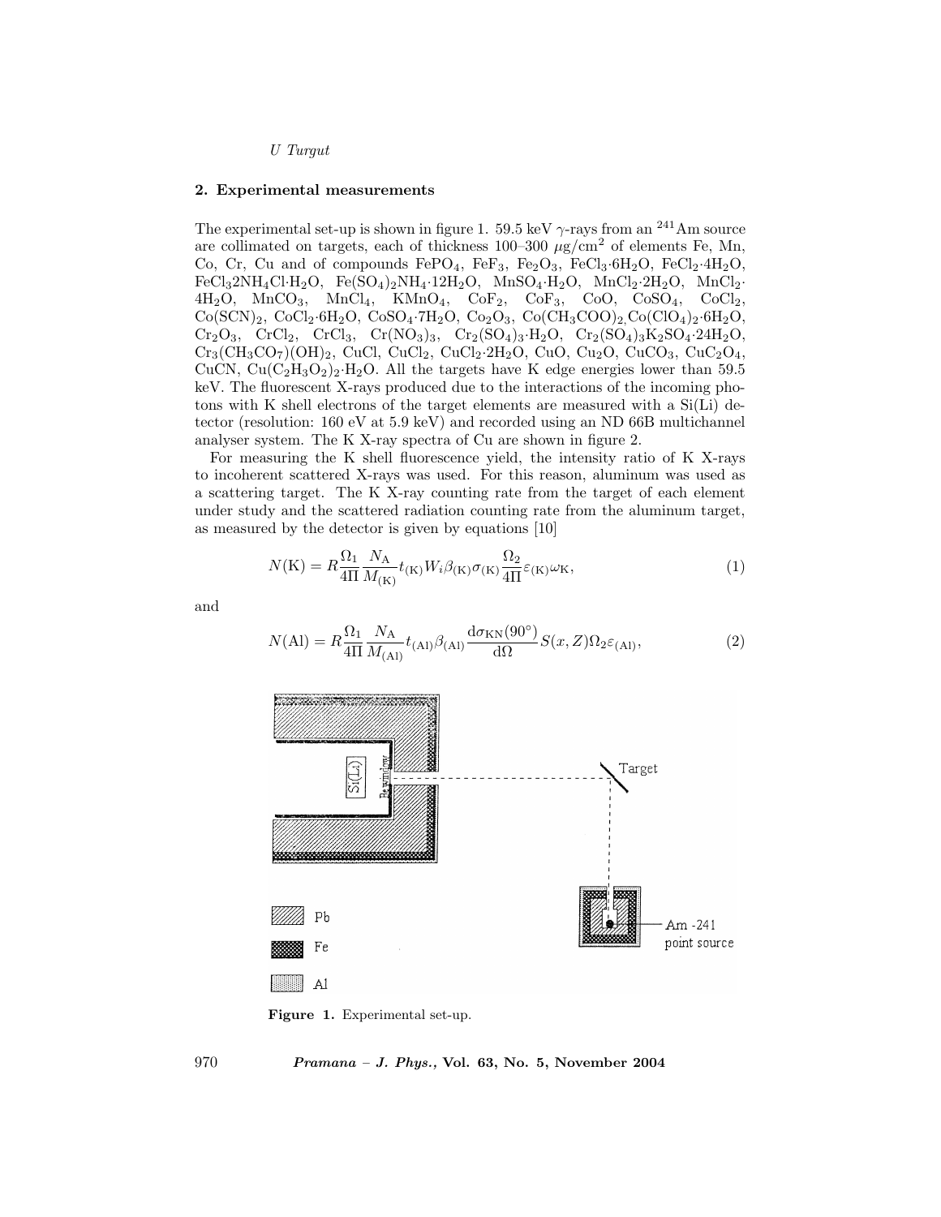## 2. Experimental measurements

The experimental set-up is shown in figure 1. 59.5 keV $\gamma$-rays from an $^{241}$Am source are collimated on targets, each of thickness 100–300 $\mu$g/cm$^2$ of elements Fe, Mn, Co, Cr, Cu and of compounds $FePO_4$, $FeF_3$, $Fe_2O_3$, $FeCl_3{\cdot}6H_2O$, $FeCl_2{\cdot}4H_2O$, $FeCl_3 2NH_4Cl{\cdot}H_2O$, $Fe(SO_4)_2NH_4{\cdot}12H_2O$, $MnSO_4{\cdot}H_2O$, $MnCl_2{\cdot}2H_2O$, $MnCl_2{\cdot}4H_2O$, $MnCO_3$, $MnCl_4$, $KMnO_4$, $CoF_2$, $CoF_3$, CoO, $CoSO_4$, $CoCl_2$, $Co(SCN)_2$, $CoCl_2{\cdot}6H_2O$, $CoSO_4{\cdot}7H_2O$, $Co_2O_3$, $Co(CH_3COO)_2$, $Co(ClO_4)_2{\cdot}6H_2O$, $Cr_2O_3$, $CrCl_2$, $CrCl_3$, $Cr(NO_3)_3$, $Cr_2(SO_4)_3{\cdot}H_2O$, $Cr_2(SO_4)_3K_2SO_4{\cdot}24H_2O$, $Cr_3(CH_3CO_7)(OH)_2$, CuCl, $CuCl_2$, $CuCl_2{\cdot}2H_2O$, CuO, $Cu_2O$, $CuCO_3$, $CuC_2O_4$, CuCN, $Cu(C_2H_3O_2)_2{\cdot}H_2O$. All the targets have K edge energies lower than 59.5 keV. The fluorescent X-rays produced due to the interactions of the incoming photons with K shell electrons of the target elements are measured with a Si(Li) detector (resolution: 160 eV at 5.9 keV) and recorded using an ND 66B multichannel analyser system. The K X-ray spectra of Cu are shown in figure 2.

For measuring the K shell fluorescence yield, the intensity ratio of K X-rays to incoherent scattered X-rays was used. For this reason, aluminum was used as a scattering target. The K X-ray counting rate from the target of each element under study and the scattered radiation counting rate from the aluminum target, as measured by the detector is given by equations [10]

$$N(\mathrm{K}) = R\frac{\Omega_1}{4\Pi}\frac{N_\mathrm{A}}{M_{(\mathrm{K})}}t_{(\mathrm{K})}W_i\beta_{(\mathrm{K})}\sigma_{(\mathrm{K})}\frac{\Omega_2}{4\Pi}\varepsilon_{(\mathrm{K})}\omega_\mathrm{K}, \tag{1}$$

and

$$N(\mathrm{Al}) = R\frac{\Omega_1}{4\Pi}\frac{N_\mathrm{A}}{M_{(\mathrm{Al})}}t_{(\mathrm{Al})}\beta_{(\mathrm{Al})}\frac{\mathrm{d}\sigma_{\mathrm{KN}}(90^\circ)}{\mathrm{d}\Omega}S(x,Z)\Omega_2\varepsilon_{(\mathrm{Al})}, \tag{2}$$

**Figure 1.** Experimental set-up.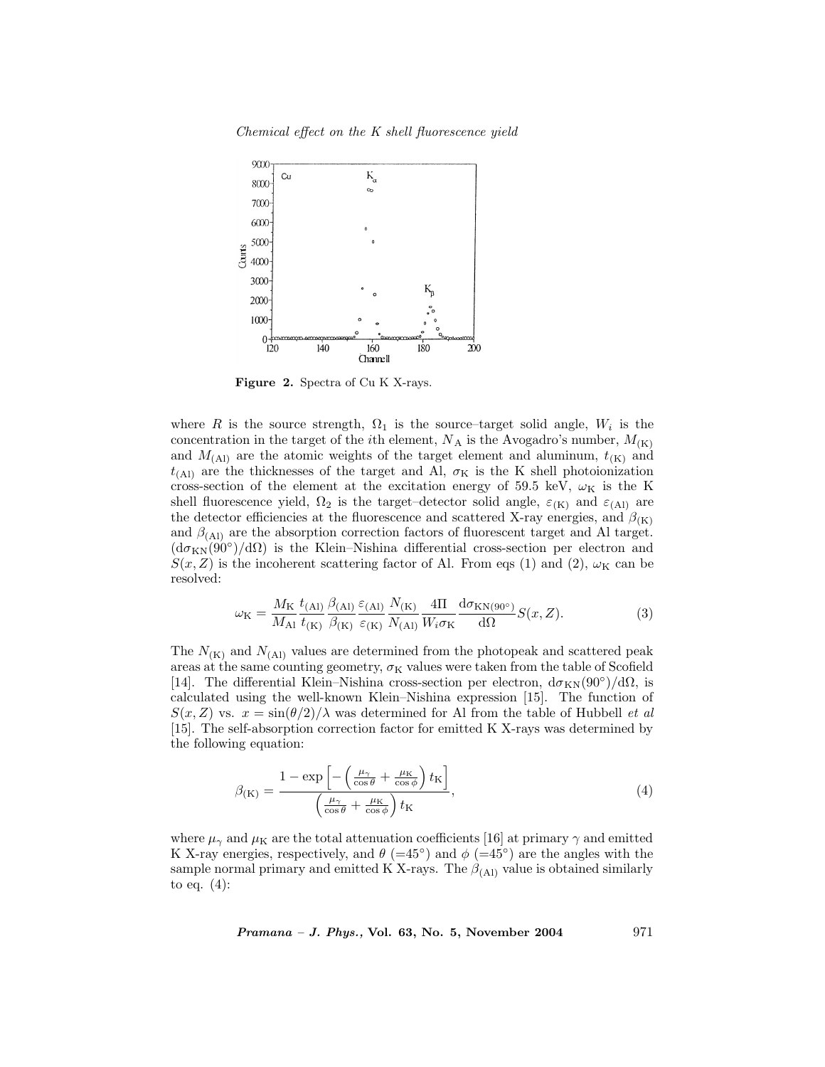**Figure 2.** Spectra of Cu K X-rays.

where $R$ is the source strength, $\Omega_1$ is the source–target solid angle, $W_i$ is the concentration in the target of the $i$th element, $N_A$ is the Avogadro's number, $M_{(K)}$ and $M_{(Al)}$ are the atomic weights of the target element and aluminum, $t_{(K)}$ and $t_{(Al)}$ are the thicknesses of the target and Al, $\sigma_K$ is the K shell photoionization cross-section of the element at the excitation energy of 59.5 keV, $\omega_K$ is the K shell fluorescence yield, $\Omega_2$ is the target–detector solid angle, $\varepsilon_{(K)}$ and $\varepsilon_{(Al)}$ are the detector efficiencies at the fluorescence and scattered X-ray energies, and $\beta_{(K)}$ and $\beta_{(Al)}$ are the absorption correction factors of fluorescent target and Al target. $(d\sigma_{KN}(90^\circ)/d\Omega)$ is the Klein–Nishina differential cross-section per electron and $S(x, Z)$ is the incoherent scattering factor of Al. From eqs (1) and (2), $\omega_K$ can be resolved:

$$\omega_K = \frac{M_K}{M_{Al}} \frac{t_{(Al)}}{t_{(K)}} \frac{\beta_{(Al)}}{\beta_{(K)}} \frac{\varepsilon_{(Al)}}{\varepsilon_{(K)}} \frac{N_{(K)}}{N_{(Al)}} \frac{4\Pi}{W_i \sigma_K} \frac{d\sigma_{KN(90^\circ)}}{d\Omega} S(x, Z). \tag{3}$$

The $N_{(K)}$ and $N_{(Al)}$ values are determined from the photopeak and scattered peak areas at the same counting geometry, $\sigma_K$ values were taken from the table of Scofield [14]. The differential Klein–Nishina cross-section per electron, $d\sigma_{KN}(90^\circ)/d\Omega$, is calculated using the well-known Klein–Nishina expression [15]. The function of $S(x, Z)$ vs. $x = \sin(\theta/2)/\lambda$ was determined for Al from the table of Hubbell *et al* [15]. The self-absorption correction factor for emitted K X-rays was determined by the following equation:

$$\beta_{(K)} = \frac{1 - \exp\left[-\left(\frac{\mu_\gamma}{\cos\theta} + \frac{\mu_K}{\cos\phi}\right) t_K\right]}{\left(\frac{\mu_\gamma}{\cos\theta} + \frac{\mu_K}{\cos\phi}\right) t_K}, \tag{4}$$

where $\mu_\gamma$ and $\mu_K$ are the total attenuation coefficients [16] at primary $\gamma$ and emitted K X-ray energies, respectively, and $\theta$ ($=45^\circ$) and $\phi$ ($=45^\circ$) are the angles with the sample normal primary and emitted K X-rays. The $\beta_{(Al)}$ value is obtained similarly to eq. (4):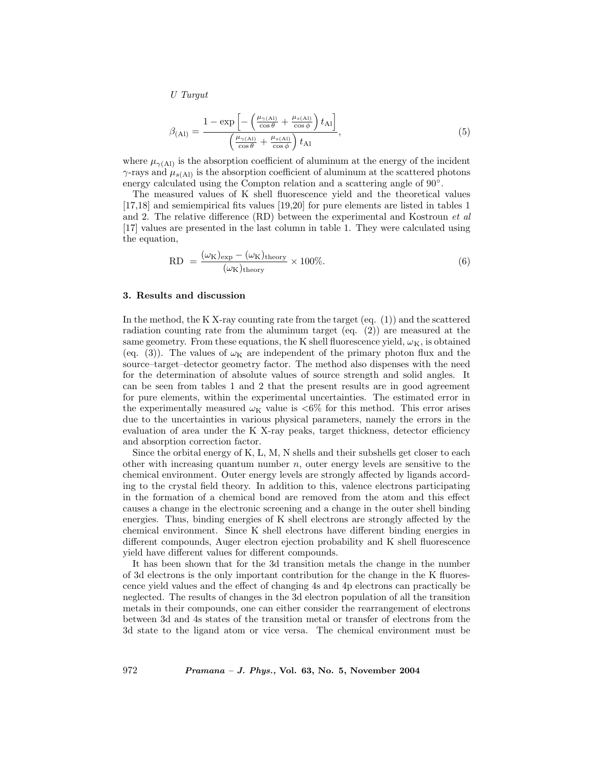$$\beta_{(\mathrm{Al})} = \frac{1 - \exp\left[-\left(\frac{\mu_{\gamma(\mathrm{Al})}}{\cos\theta} + \frac{\mu_{s(\mathrm{Al})}}{\cos\phi}\right) t_{\mathrm{Al}}\right]}{\left(\frac{\mu_{\gamma(\mathrm{Al})}}{\cos\theta} + \frac{\mu_{s(\mathrm{Al})}}{\cos\phi}\right) t_{\mathrm{Al}}}, \tag{5}$$

where $\mu_{\gamma(\mathrm{Al})}$ is the absorption coefficient of aluminum at the energy of the incident $\gamma$-rays and $\mu_{s(\mathrm{Al})}$ is the absorption coefficient of aluminum at the scattered photons energy calculated using the Compton relation and a scattering angle of 90°.

The measured values of K shell fluorescence yield and the theoretical values [17,18] and semiempirical fits values [19,20] for pure elements are listed in tables 1 and 2. The relative difference (RD) between the experimental and Kostroun *et al* [17] values are presented in the last column in table 1. They were calculated using the equation,

$$\mathrm{RD} = \frac{(\omega_{\mathrm{K}})_{\mathrm{exp}} - (\omega_{\mathrm{K}})_{\mathrm{theory}}}{(\omega_{\mathrm{K}})_{\mathrm{theory}}} \times 100\%. \tag{6}$$

## 3. Results and discussion

In the method, the K X-ray counting rate from the target (eq. (1)) and the scattered radiation counting rate from the aluminum target (eq. (2)) are measured at the same geometry. From these equations, the K shell fluorescence yield, $\omega_{\mathrm{K}}$, is obtained (eq. (3)). The values of $\omega_{\mathrm{K}}$ are independent of the primary photon flux and the source–target–detector geometry factor. The method also dispenses with the need for the determination of absolute values of source strength and solid angles. It can be seen from tables 1 and 2 that the present results are in good agreement for pure elements, within the experimental uncertainties. The estimated error in the experimentally measured $\omega_{\mathrm{K}}$ value is $<6\%$ for this method. This error arises due to the uncertainties in various physical parameters, namely the errors in the evaluation of area under the K X-ray peaks, target thickness, detector efficiency and absorption correction factor.

Since the orbital energy of K, L, M, N shells and their subshells get closer to each other with increasing quantum number $n$, outer energy levels are sensitive to the chemical environment. Outer energy levels are strongly affected by ligands according to the crystal field theory. In addition to this, valence electrons participating in the formation of a chemical bond are removed from the atom and this effect causes a change in the electronic screening and a change in the outer shell binding energies. Thus, binding energies of K shell electrons are strongly affected by the chemical environment. Since K shell electrons have different binding energies in different compounds, Auger electron ejection probability and K shell fluorescence yield have different values for different compounds.

It has been shown that for the 3d transition metals the change in the number of 3d electrons is the only important contribution for the change in the K fluorescence yield values and the effect of changing 4s and 4p electrons can practically be neglected. The results of changes in the 3d electron population of all the transition metals in their compounds, one can either consider the rearrangement of electrons between 3d and 4s states of the transition metal or transfer of electrons from the 3d state to the ligand atom or vice versa. The chemical environment must be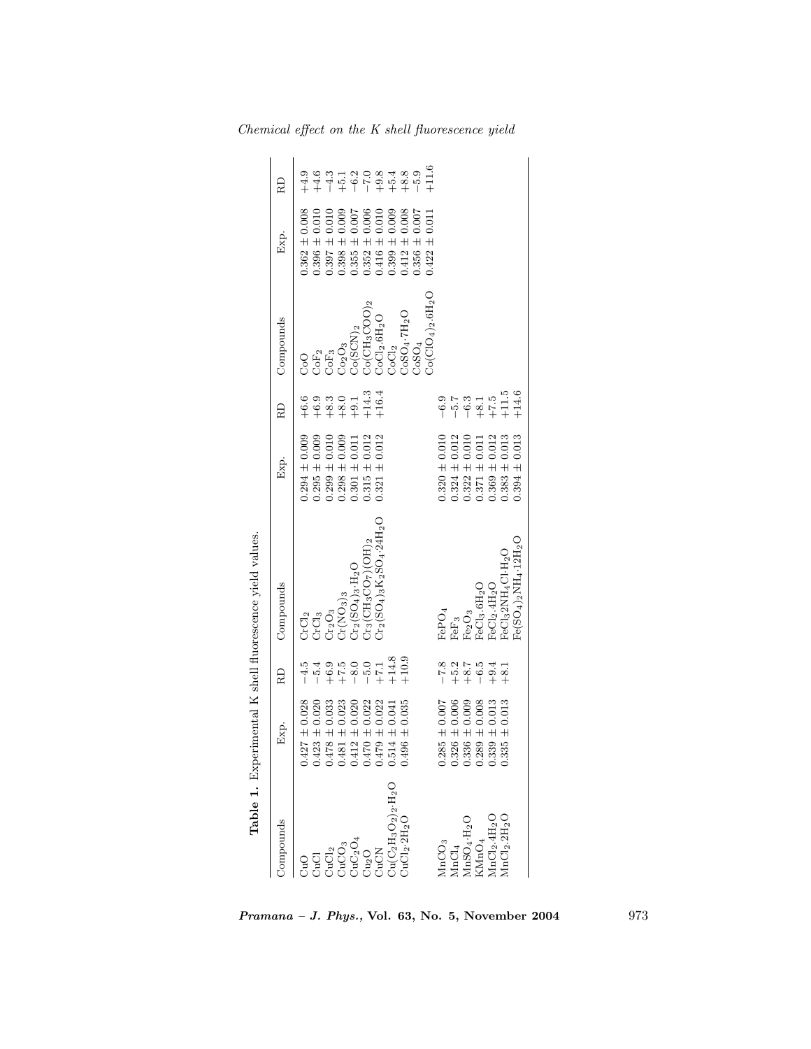**Table 1.** Experimental K shell fluorescence yield values.

| Compounds | Exp. | RD | Compounds | Exp. | RD | Compounds | Exp. | RD |
|---|---|---|---|---|---|---|---|---|
| CuO | 0.427 ± 0.028 | −4.5 | $CrCl_2$ | 0.294 ± 0.009 | +6.6 | CoO | 0.362 ± 0.008 | +4.9 |
| CuCl | 0.423 ± 0.020 | −5.4 | $CrCl_3$ | 0.295 ± 0.009 | +6.9 | $CoF_2$ | 0.396 ± 0.010 | +4.6 |
| $CuCl_2$ | 0.478 ± 0.033 | +6.9 | $Cr_2O_3$ | 0.299 ± 0.010 | +8.3 | $CoF_3$ | 0.397 ± 0.010 | −4.3 |
| $CuCO_3$ | 0.481 ± 0.023 | +7.5 | $Cr(NO_3)_3$ | 0.298 ± 0.009 | +8.0 | $Co_2O_3$ | 0.398 ± 0.009 | +5.1 |
| $CuC_2O_4$ | 0.412 ± 0.020 | −8.0 | $Cr_2(SO_4)_3{\cdot}H_2O$ | 0.301 ± 0.011 | +9.1 | $Co(SCN)_2$ | 0.355 ± 0.007 | −6.2 |
| $Cu_2O$ | 0.470 ± 0.022 | −5.0 | $Cr_3(CH_3CO_7)(OH)_2$ | 0.315 ± 0.012 | +14.3 | $Co(CH_3COO)_2$ | 0.352 ± 0.006 | −7.0 |
| CuCN | 0.479 ± 0.022 | +7.1 | $Cr_2(SO_4)_3K_2SO_4{\cdot}24H_2O$ | 0.321 ± 0.012 | +16.4 | $CoCl_2.6H_2O$ | 0.416 ± 0.010 | +9.8 |
| $Cu(C_2H_3O_2)_2{\cdot}H_2O$ | 0.514 ± 0.041 | +14.8 | | | | $CoCl_2$ | 0.399 ± 0.009 | +5.4 |
| $CuCl_2{\cdot}2H_2O$ | 0.496 ± 0.035 | +10.9 | | | | $CoSO_4{\cdot}7H_2O$ | 0.412 ± 0.008 | +8.8 |
| | | | | | | $CoSO_4$ | 0.356 ± 0.007 | −5.9 |
| | | | | | | $Co(ClO_4)_2.6H_2O$ | 0.422 ± 0.011 | +11.6 |
| $MnCO_3$ | 0.285 ± 0.007 | −7.8 | $FePO_4$ | 0.320 ± 0.010 | −6.9 | | | |
| $MnCl_4$ | 0.326 ± 0.006 | +5.2 | $FeF_3$ | 0.324 ± 0.012 | −5.7 | | | |
| $MnSO_4.H_2O$ | 0.336 ± 0.009 | +8.7 | $Fe_2O_3$ | 0.322 ± 0.010 | −6.3 | | | |
| $KMnO_4$ | 0.289 ± 0.008 | −6.5 | $FeCl_3.6H_2O$ | 0.371 ± 0.011 | +8.1 | | | |
| $MnCl_2.4H_2O$ | 0.339 ± 0.013 | +9.4 | $FeCl_2.4H_2O$ | 0.369 ± 0.012 | +7.5 | | | |
| $MnCl_2.2H_2O$ | 0.335 ± 0.013 | +8.1 | $FeCl_32NH_4Cl{\cdot}H_2O$ | 0.383 ± 0.013 | +11.5 | | | |
| | | | $Fe(SO_4)_2NH_4{\cdot}12H_2O$ | 0.394 ± 0.013 | +14.6 | | | |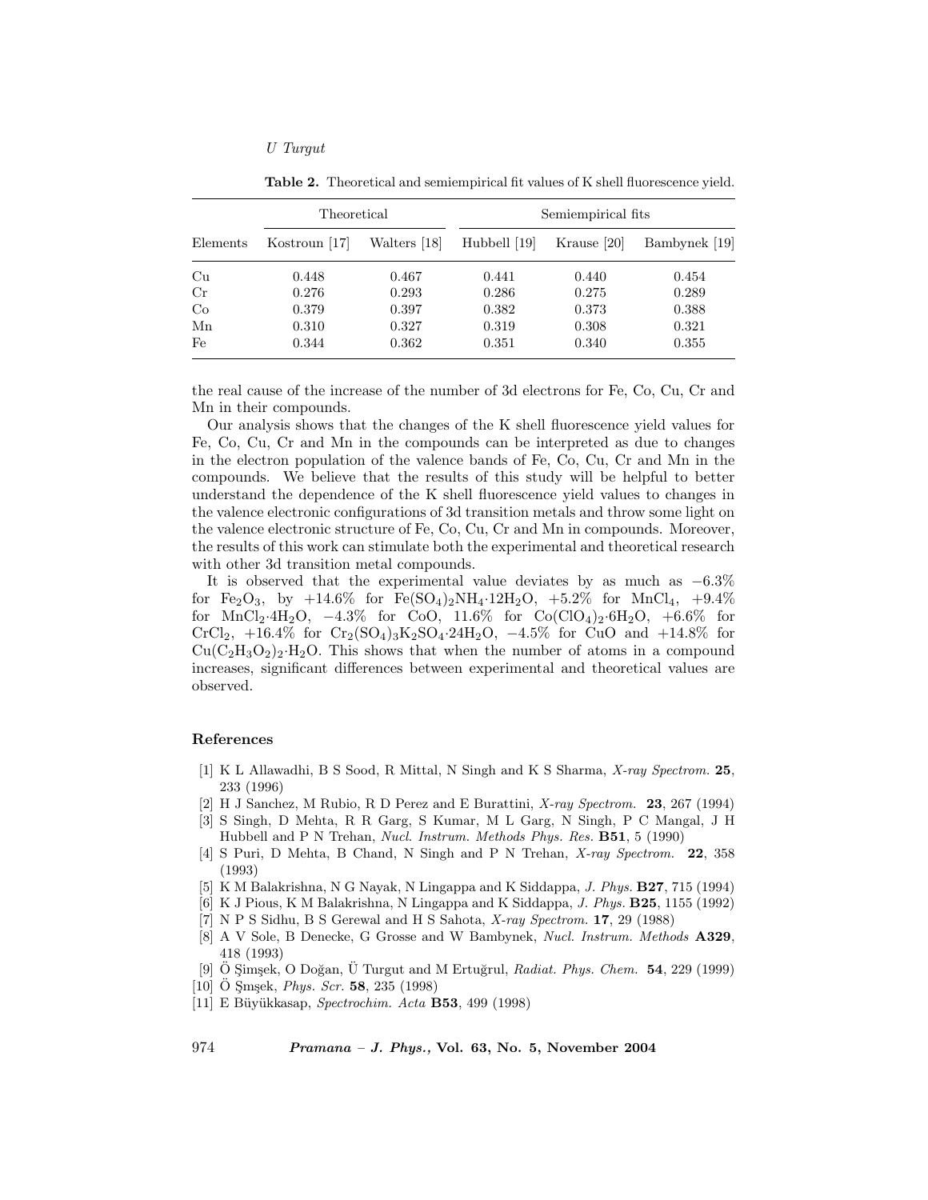**Table 2.** Theoretical and semiempirical fit values of K shell fluorescence yield.

| Elements | Theoretical | | Semiempirical fits | | |
|---|---|---|---|---|---|
| | Kostroun [17] | Walters [18] | Hubbell [19] | Krause [20] | Bambynek [19] |
| Cu | 0.448 | 0.467 | 0.441 | 0.440 | 0.454 |
| Cr | 0.276 | 0.293 | 0.286 | 0.275 | 0.289 |
| Co | 0.379 | 0.397 | 0.382 | 0.373 | 0.388 |
| Mn | 0.310 | 0.327 | 0.319 | 0.308 | 0.321 |
| Fe | 0.344 | 0.362 | 0.351 | 0.340 | 0.355 |

the real cause of the increase of the number of 3d electrons for Fe, Co, Cu, Cr and Mn in their compounds.

Our analysis shows that the changes of the K shell fluorescence yield values for Fe, Co, Cu, Cr and Mn in the compounds can be interpreted as due to changes in the electron population of the valence bands of Fe, Co, Cu, Cr and Mn in the compounds. We believe that the results of this study will be helpful to better understand the dependence of the K shell fluorescence yield values to changes in the valence electronic configurations of 3d transition metals and throw some light on the valence electronic structure of Fe, Co, Cu, Cr and Mn in compounds. Moreover, the results of this work can stimulate both the experimental and theoretical research with other 3d transition metal compounds.

It is observed that the experimental value deviates by as much as −6.3% for $Fe_2O_3$, by +14.6% for $Fe(SO_4)_2NH_4{\cdot}12H_2O$, +5.2% for $MnCl_4$, +9.4% for $MnCl_2{\cdot}4H_2O$, −4.3% for CoO, 11.6% for $Co(ClO_4)_2{\cdot}6H_2O$, +6.6% for $CrCl_2$, +16.4% for $Cr_2(SO_4)_3K_2SO_4{\cdot}24H_2O$, −4.5% for CuO and +14.8% for $Cu(C_2H_3O_2)_2{\cdot}H_2O$. This shows that when the number of atoms in a compound increases, significant differences between experimental and theoretical values are observed.

## References

[1] K L Allawadhi, B S Sood, R Mittal, N Singh and K S Sharma, *X-ray Spectrom.* **25**, 233 (1996)

[2] H J Sanchez, M Rubio, R D Perez and E Burattini, *X-ray Spectrom.* **23**, 267 (1994)

[3] S Singh, D Mehta, R R Garg, S Kumar, M L Garg, N Singh, P C Mangal, J H Hubbell and P N Trehan, *Nucl. Instrum. Methods Phys. Res.* **B51**, 5 (1990)

[4] S Puri, D Mehta, B Chand, N Singh and P N Trehan, *X-ray Spectrom.* **22**, 358 (1993)

[5] K M Balakrishna, N G Nayak, N Lingappa and K Siddappa, *J. Phys.* **B27**, 715 (1994)

[6] K J Pious, K M Balakrishna, N Lingappa and K Siddappa, *J. Phys.* **B25**, 1155 (1992)

[7] N P S Sidhu, B S Gerewal and H S Sahota, *X-ray Spectrom.* **17**, 29 (1988)

[8] A V Sole, B Denecke, G Grosse and W Bambynek, *Nucl. Instrum. Methods* **A329**, 418 (1993)

[9] Ö Şimşek, O Doğan, Ü Turgut and M Ertuğrul, *Radiat. Phys. Chem.* **54**, 229 (1999)

[10] Ö Şmşek, *Phys. Scr.* **58**, 235 (1998)

[11] E Büyükkasap, *Spectrochim. Acta* **B53**, 499 (1998)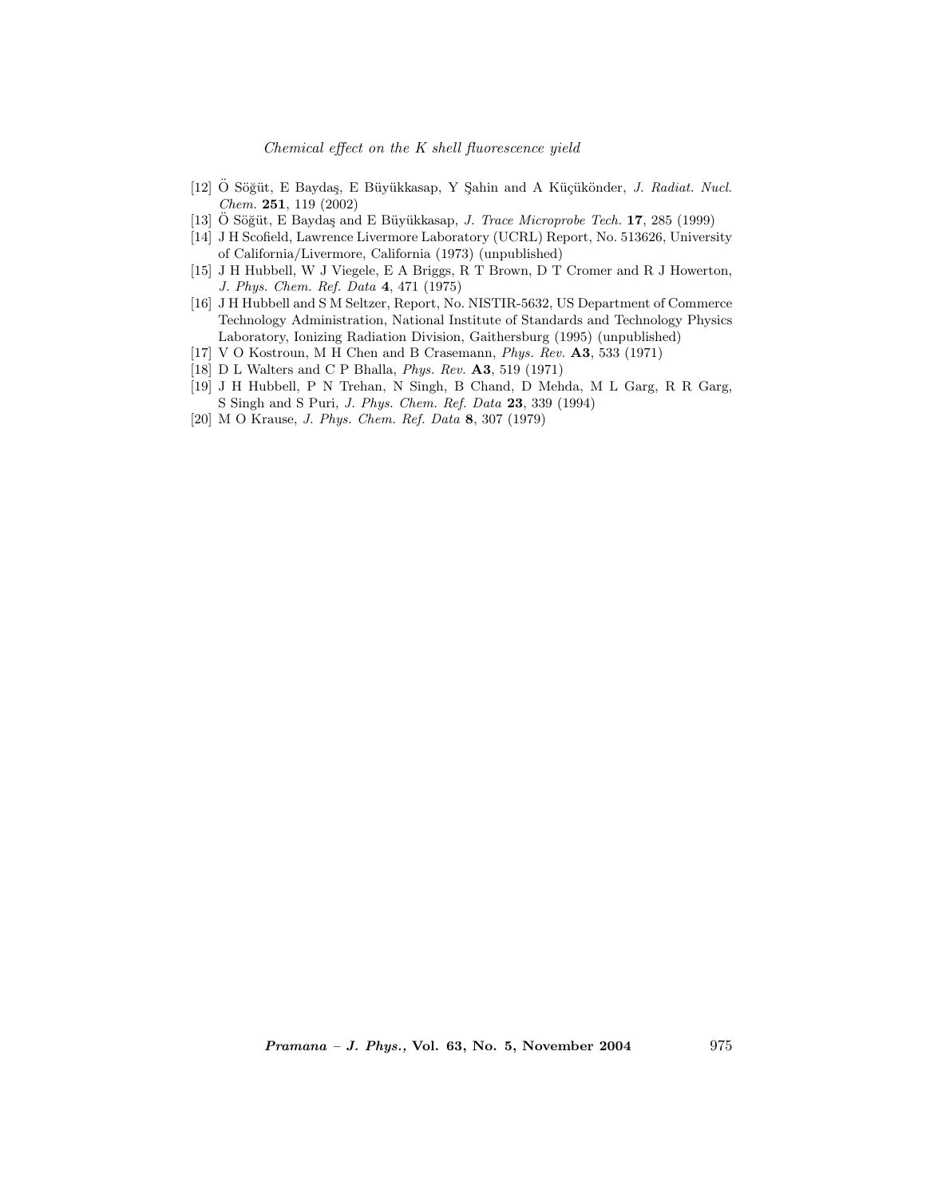[12] Ö Söğüt, E Baydaş, E Büyükkasap, Y Şahin and A Küçükönder, *J. Radiat. Nucl. Chem.* **251**, 119 (2002)

[13] Ö Söğüt, E Baydaş and E Büyükkasap, *J. Trace Microprobe Tech.* **17**, 285 (1999)

[14] J H Scofield, Lawrence Livermore Laboratory (UCRL) Report, No. 513626, University of California/Livermore, California (1973) (unpublished)

[15] J H Hubbell, W J Viegele, E A Briggs, R T Brown, D T Cromer and R J Howerton, *J. Phys. Chem. Ref. Data* **4**, 471 (1975)

[16] J H Hubbell and S M Seltzer, Report, No. NISTIR-5632, US Department of Commerce Technology Administration, National Institute of Standards and Technology Physics Laboratory, Ionizing Radiation Division, Gaithersburg (1995) (unpublished)

[17] V O Kostroun, M H Chen and B Crasemann, *Phys. Rev.* **A3**, 533 (1971)

[18] D L Walters and C P Bhalla, *Phys. Rev.* **A3**, 519 (1971)

[19] J H Hubbell, P N Trehan, N Singh, B Chand, D Mehda, M L Garg, R R Garg, S Singh and S Puri, *J. Phys. Chem. Ref. Data* **23**, 339 (1994)

[20] M O Krause, *J. Phys. Chem. Ref. Data* **8**, 307 (1979)